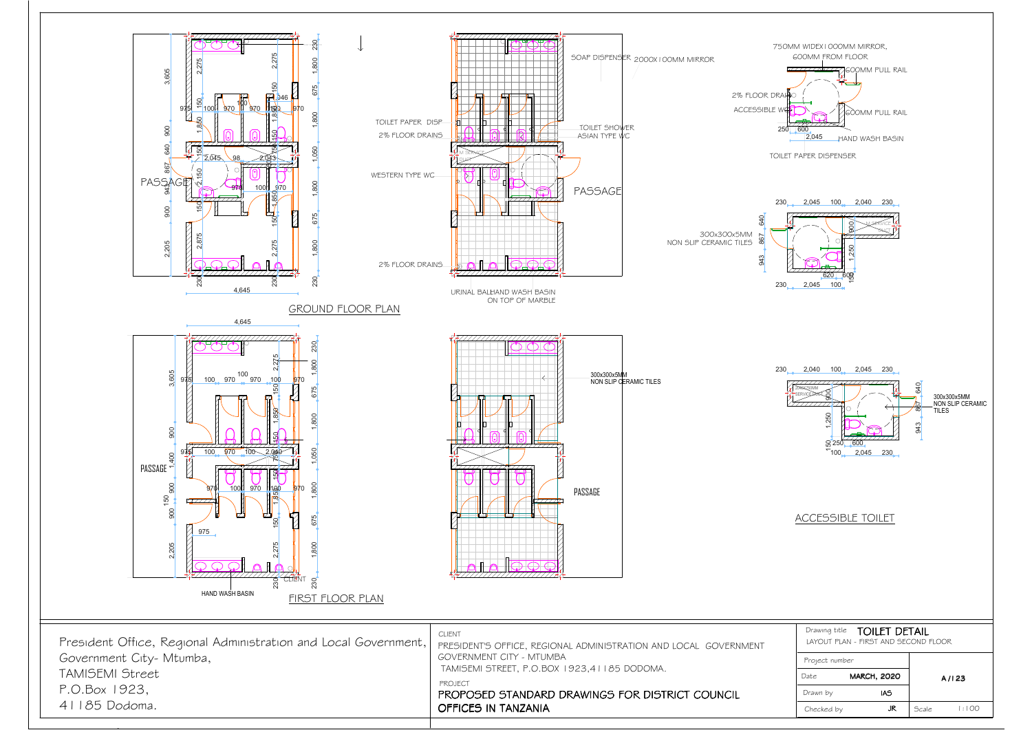## GROUND FLOOR PLAN

PASSAGE

SOAP DISPENSER — 2000X100MM MIRROR

TOILET PAPER DISP

2% FLOOR DRAINS

TOILET SHOWER

ASIAN TYPE WC

WESTERN TYPE WC

PASSAGE

2% FLOOR DRAINS

URINAL BALL

HAND WASH BASIN ON TOP OF MARBLE

## FIRST FLOOR PLAN

PASSAGE

300x300x5MM NON SLIP CERAMIC TILES

PASSAGE

HAND WASH BASIN

CLIENT

## ACCESSIBLE TOILET

750MM WIDEX1000MM MIRROR, 600MM FROM FLOOR

600MM PULL RAIL

2% FLOOR DRAIN

ACCESSIBLE WC

600MM PULL RAIL

HAND WASH BASIN

TOILET PAPER DISPENSER

300x300x5MM NON SLIP CERAMIC TILES

300x300x5MM NON SLIP CERAMIC TILES

---

President Office, Regional Administration and Local Government,
Government City- Mtumba,
TAMISEMI Street
P.O.Box 1923,
41185 Dodoma.

CLIENT
PRESIDENT'S OFFICE, REGIONAL ADMINISTRATION AND LOCAL GOVERNMENT
GOVERNMENT CITY - MTUMBA
TAMISEMI STREET, P.O.BOX 1923,41185 DODOMA.

PROJECT
**PROPOSED STANDARD DRAWINGS FOR DISTRICT COUNCIL OFFICES IN TANZANIA**

| Drawing title | TOILET DETAIL — LAYOUT PLAN - FIRST AND SECOND FLOOR | | |
|---|---|---|---|
| Project number | | A/123 | |
| Date | MARCH, 2020 | | |
| Drawn by | IAS | | |
| Checked by | JR | Scale | 1:100 |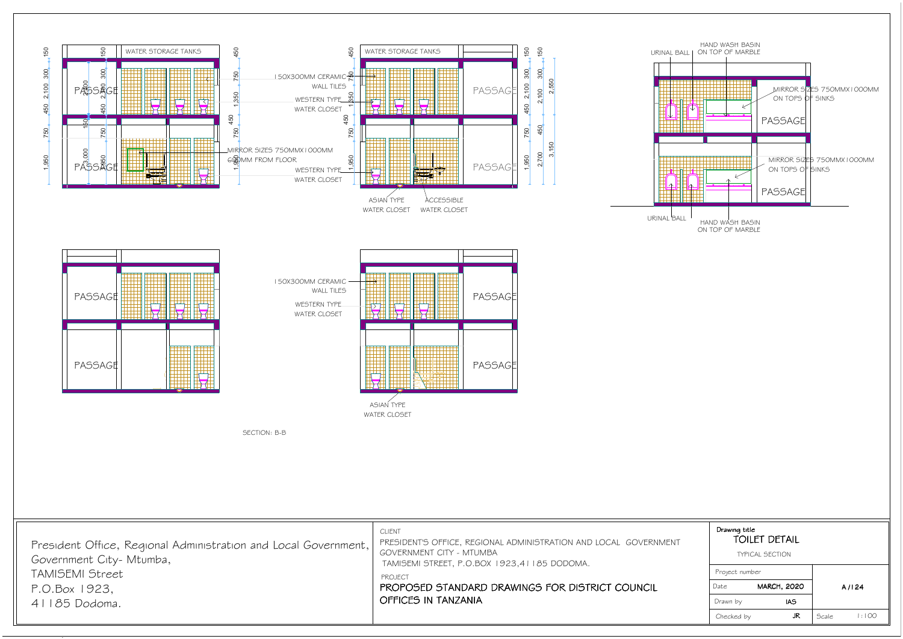WATER STORAGE TANKS

PASSAGE

150X300MM CERAMIC WALL TILES

WESTERN TYPE WATER CLOSET

MIRROR SIZES 750MMX1000MM 600MM FROM FLOOR

ASIAN TYPE WATER CLOSET

ACCESSIBLE WATER CLOSET

URINAL BALL

HAND WASH BASIN ON TOP OF MARBLE

MIRROR SIZES 750MMX1000MM ON TOPS OF SINKS

SECTION: B-B

| | |
|---|---|
| President Office, Regional Administration and Local Government, Government City- Mtumba, TAMISEMI Street P.O.Box 1923, 41185 Dodoma. | |
| CLIENT | PRESIDENT'S OFFICE, REGIONAL ADMINISTRATION AND LOCAL GOVERNMENT GOVERNMENT CITY - MTUMBA TAMISEMI STREET, P.O.BOX 1923,41185 DODOMA. |
| PROJECT | PROPOSED STANDARD DRAWINGS FOR DISTRICT COUNCIL OFFICES IN TANZANIA |
| Drawing title | TOILET DETAIL TYPICAL SECTION |
| Project number | |
| Date | MARCH, 2020 |
| Drawn by | IAS |
| Checked by | JR |
| Scale | 1:100 |
| Drawing number | A/124 |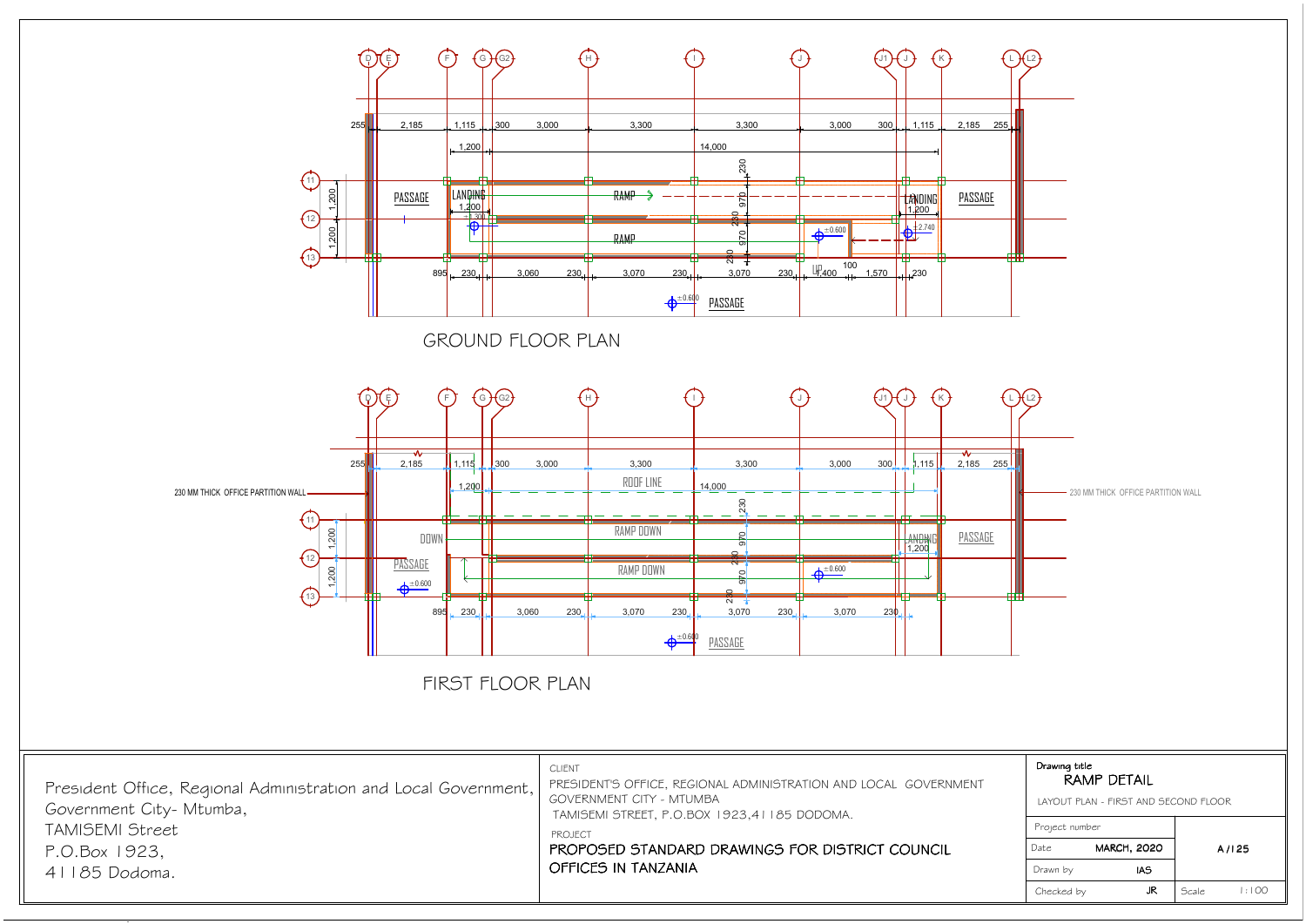# GROUND FLOOR PLAN

Grid lines: D, E, F, G, G2, H, I, J, J1, J, K, L, L2 / 11, 12, 13

Dimensions (top): 255 | 2,185 | 1,115 | 300 | 3,000 | 3,300 | 3,300 | 3,000 | 300 | 1,115 | 2,185 | 255

1,200 | 14,000

Labels: PASSAGE, LANDING 1,200, RAMP, RAMP, LANDING 1,200, PASSAGE, ±0.600, +2.740, UP, 100, ±0.600 PASSAGE

Vertical: 1,200; 1,200; 230; 970; 230; 970; 230

Dimensions (bottom): 895 | 230 | 3,060 | 230 | 3,070 | 230 | 3,070 | 230 | 1,400 | 1,570 | 230

# FIRST FLOOR PLAN

Dimensions (top): 255 | 2,185 | 1,115 | 300 | 3,000 | 3,300 | 3,300 | 3,000 | 300 | 1,115 | 2,185 | 255

1,200 | ROOF LINE | 14,000

230 MM THICK OFFICE PARTITION WALL

230 MM THICK OFFICE PARTITION WALL

Labels: DOWN, RAMP DOWN, LANDING 1,200, PASSAGE, PASSAGE, ±0.600, RAMP DOWN, ±0.600, ±0.600 PASSAGE

Vertical: 1,200; 1,200; 230; 970; 230; 970; 230

Dimensions (bottom): 895 | 230 | 3,060 | 230 | 3,070 | 230 | 3,070 | 230 | 3,070 | 230

---

President Office, Regional Administration and Local Government,
Government City- Mtumba,
TAMISEMI Street
P.O.Box 1923,
41185 Dodoma.

CLIENT
PRESIDENT'S OFFICE, REGIONAL ADMINISTRATION AND LOCAL GOVERNMENT
GOVERNMENT CITY - MTUMBA
TAMISEMI STREET, P.O.BOX 1923,41185 DODOMA.

PROJECT
**PROPOSED STANDARD DRAWINGS FOR DISTRICT COUNCIL OFFICES IN TANZANIA**

Drawing title
**RAMP DETAIL**
LAYOUT PLAN - FIRST AND SECOND FLOOR

| Project number | | |
|---|---|---|
| Date | MARCH, 2020 | A/125 |
| Drawn by | IAS | |
| Checked by | JR | Scale 1:100 |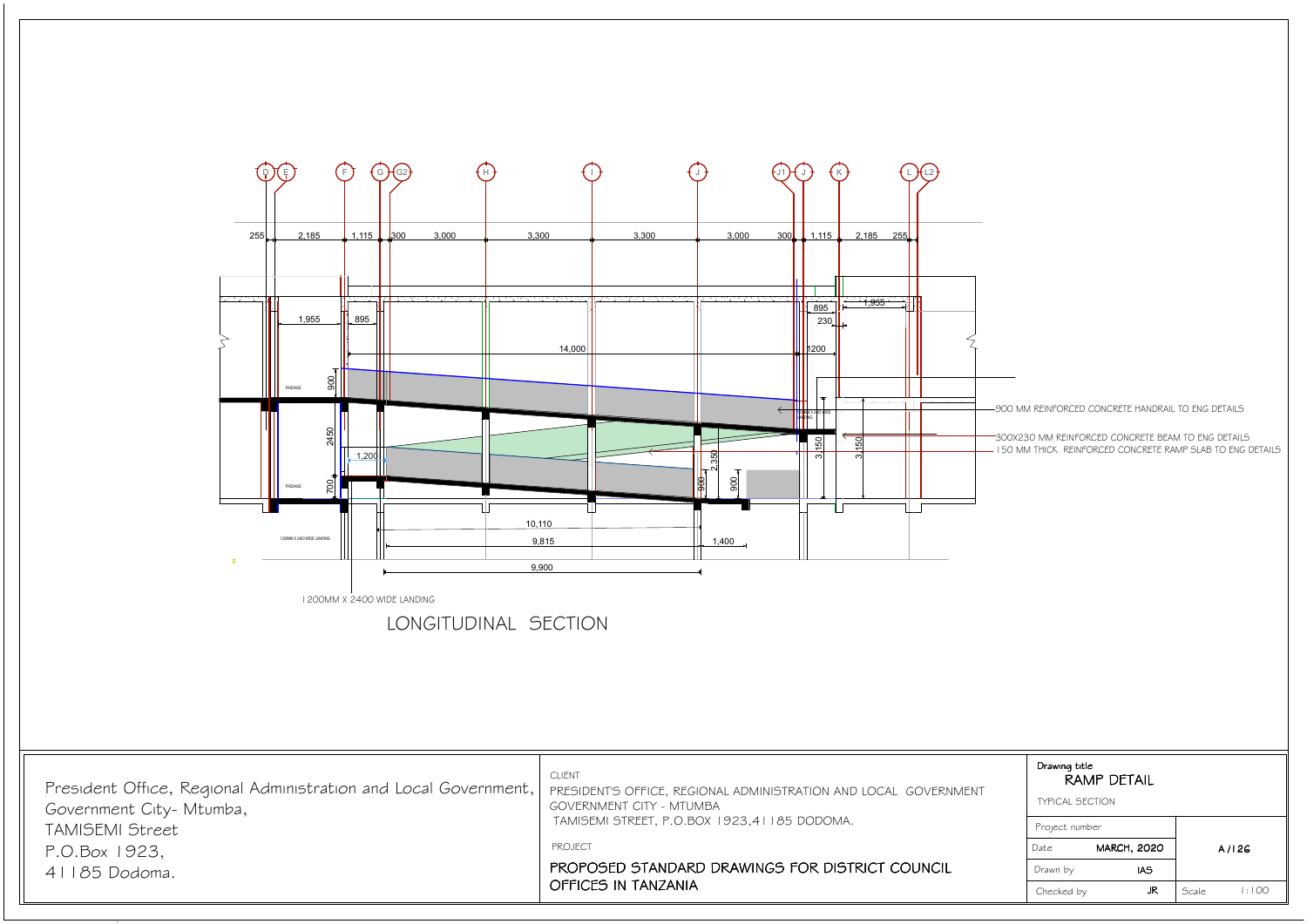900 MM REINFORCED CONCRETE HANDRAIL TO ENG DETAILS

300X230 MM REINFORCED CONCRETE BEAM TO ENG DETAILS

150 MM THICK REINFORCED CONCRETE RAMP SLAB TO ENG DETAILS

1200MM X 2400 WIDE LANDING

LONGITUDINAL SECTION

President Office, Regional Administration and Local Government,
Government City- Mtumba,
TAMISEMI Street
P.O.Box 1923,
41185 Dodoma.

CLIENT
PRESIDENT'S OFFICE, REGIONAL ADMINISTRATION AND LOCAL GOVERNMENT
GOVERNMENT CITY - MTUMBA
TAMISEMI STREET, P.O.BOX 1923,41185 DODOMA.

PROJECT
PROPOSED STANDARD DRAWINGS FOR DISTRICT COUNCIL OFFICES IN TANZANIA

| Drawing title | RAMP DETAIL — TYPICAL SECTION | |
|---|---|---|
| Project number | | A/126 |
| Date | MARCH, 2020 | |
| Drawn by | IAS | |
| Checked by | JR | Scale 1:100 |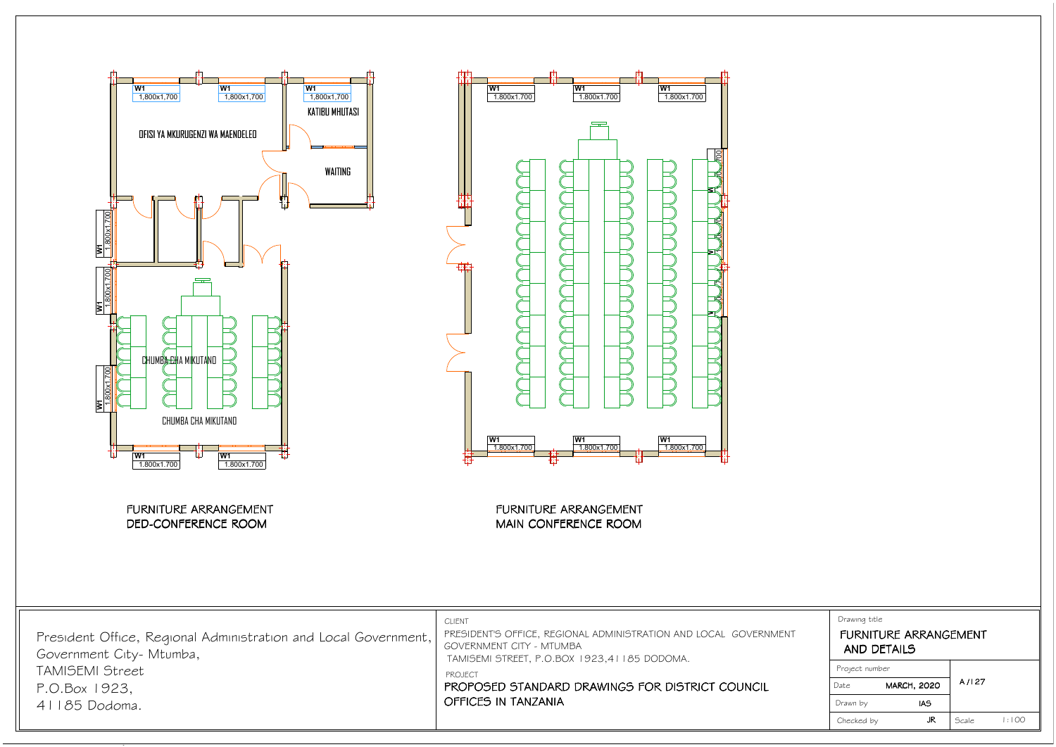W1 1,800x1,700

W1 1,800x1,700

W1 1,800x1,700

KATIBU MHUTASI

OFISI YA MKURUGENZI WA MAENDELEO

WAITING

W1 1,800x1,700

W1 1,800x1,700

W1 1,800x1,700

CHUMBA CHA MIKUTANO

CHUMBA CHA MIKUTANO

W1 1,800x1,700

W1 1,800x1,700

FURNITURE ARRANGEMENT
DED-CONFERENCE ROOM

W1 1,800x1,700

W1 1,800x1,700

W1 1,800x1,700

W1 1,800x1,700

W1 1,800x1,700

W1 1,800x1,700

FURNITURE ARRANGEMENT
MAIN CONFERENCE ROOM

President Office, Regional Administration and Local Government,
Government City- Mtumba,
TAMISEMI Street
P.O.Box 1923,
41185 Dodoma.

CLIENT
PRESIDENT'S OFFICE, REGIONAL ADMINISTRATION AND LOCAL GOVERNMENT
GOVERNMENT CITY - MTUMBA
TAMISEMI STREET, P.O.BOX 1923,41185 DODOMA.

PROJECT
PROPOSED STANDARD DRAWINGS FOR DISTRICT COUNCIL OFFICES IN TANZANIA

| Drawing title | FURNITURE ARRANGEMENT AND DETAILS | |
|---|---|---|
| Project number | | A/127 |
| Date | MARCH, 2020 | |
| Drawn by | IAS | |
| Checked by | JR | Scale 1:100 |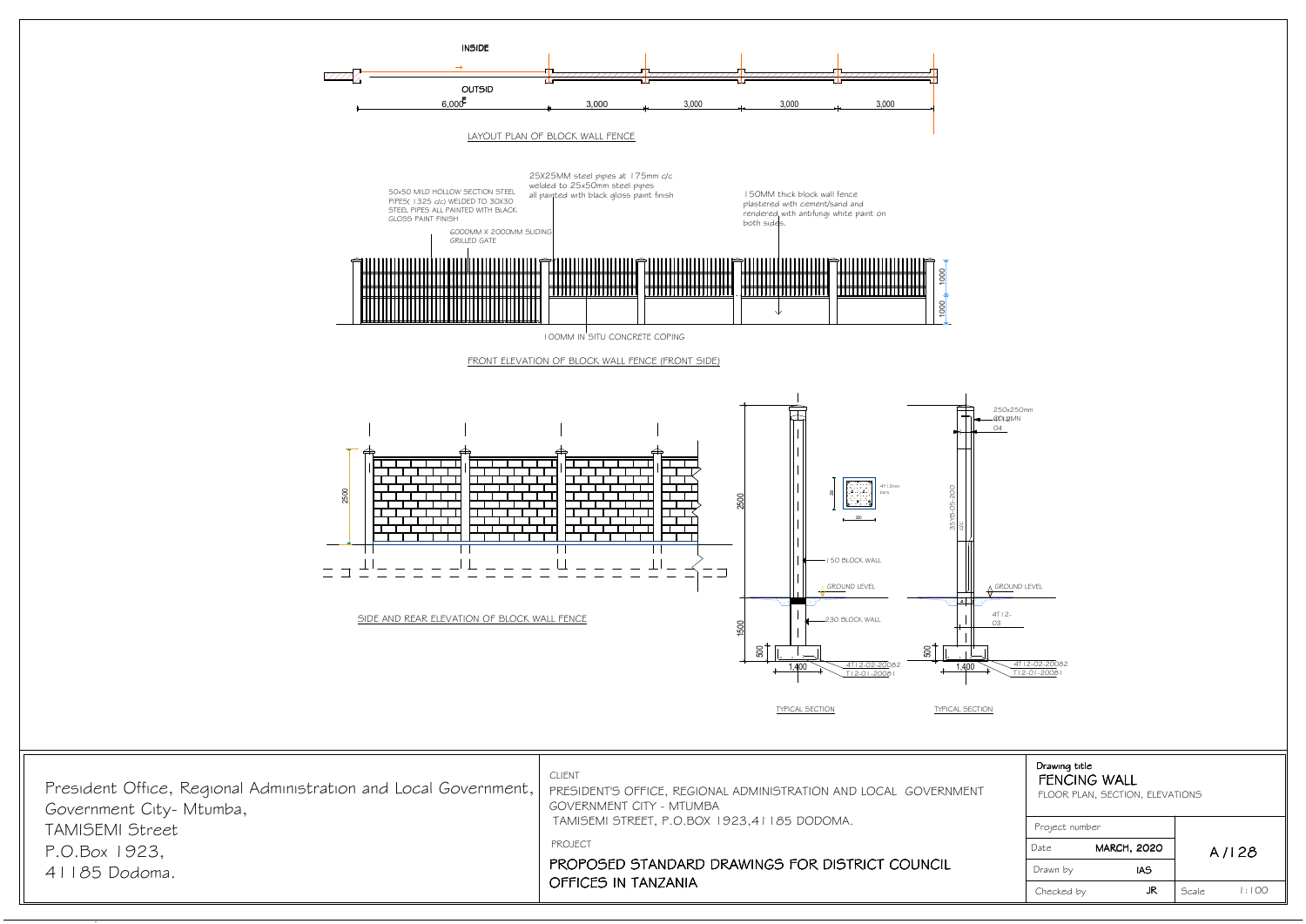INSIDE

OUTSIDE

6,000 | 3,000 | 3,000 | 3,000 | 3,000

LAYOUT PLAN OF BLOCK WALL FENCE

50x50 MILD HOLLOW SECTION STEEL PIPES( 1325 c/c) WELDED TO 30X30 STEEL PIPES ALL PAINTED WITH BLACK GLOSS PAINT FINISH

6000MM X 2000MM SLIDING GRILLED GATE

25X25MM steel pipes at 175mm c/c welded to 25x50mm steel pipes all painted with black gloss paint finish

150MM thick block wall fence plastered with cement/sand and rendered with antifungi white paint on both sides.

1000

1000

100MM IN SITU CONCRETE COPING

FRONT ELEVATION OF BLOCK WALL FENCE (FRONT SIDE)

2500

SIDE AND REAR ELEVATION OF BLOCK WALL FENCE

2500

4T12mm bars

250

150 BLOCK WALL

GROUND LEVEL

230 BLOCK WALL

1500

500

1,400

4T12-02-20082

T12-01-20081

TYPICAL SECTION

250x250mm COLUMN

04

35Y8-05-200

GROUND LEVEL

4T12-03

500

1,400

4T12-02-20082

T12-01-20081

TYPICAL SECTION

President Office, Regional Administration and Local Government,
Government City- Mtumba,
TAMISEMI Street
P.O.Box 1923,
41185 Dodoma.

CLIENT

PRESIDENT'S OFFICE, REGIONAL ADMINISTRATION AND LOCAL GOVERNMENT
GOVERNMENT CITY - MTUMBA
TAMISEMI STREET, P.O.BOX 1923,41185 DODOMA.

PROJECT

PROPOSED STANDARD DRAWINGS FOR DISTRICT COUNCIL OFFICES IN TANZANIA

Drawing title

FENCING WALL

FLOOR PLAN, SECTION, ELEVATIONS

| | | |
|---|---|---|
| Project number | | A/128 |
| Date | MARCH, 2020 | |
| Drawn by | IAS | |
| Checked by | JR | Scale 1:100 |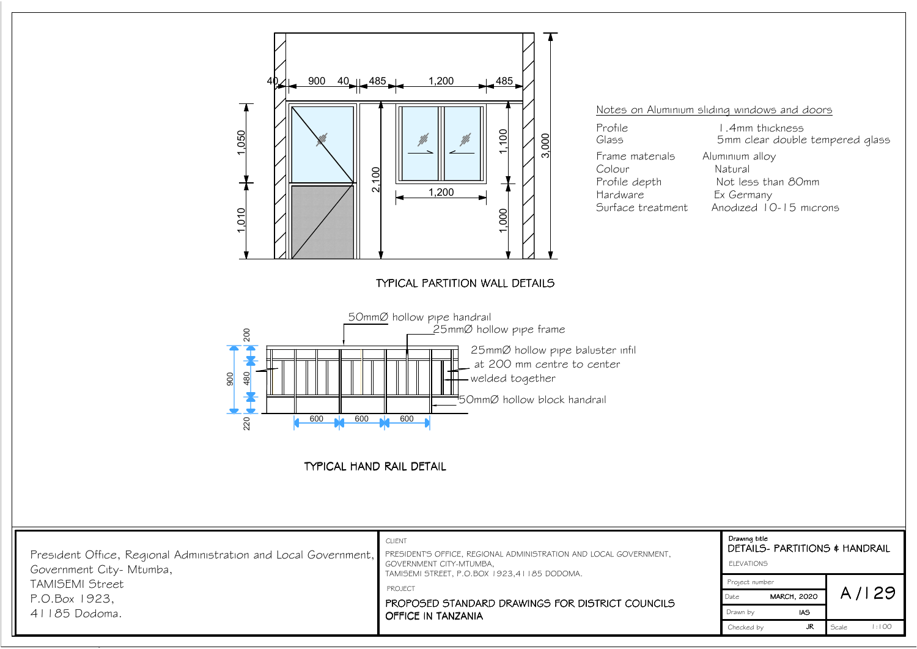## TYPICAL PARTITION WALL DETAILS

40 | 900 | 40 | 485 | 1,200 | 485

1,050 | 1,010 | 2,100 | 1,200 | 1,100 | 1,000 | 3,000

### Notes on Aluminium sliding windows and doors

| | |
|---|---|
| Profile | 1.4mm thickness |
| Glass | 5mm clear double tempered glass |
| Frame materials | Aluminium alloy |
| Colour | Natural |
| Profile depth | Not less than 80mm |
| Hardware | Ex Germany |
| Surface treatment | Anodized 10-15 microns |

## TYPICAL HAND RAIL DETAIL

- 50mmØ hollow pipe handrail
- 25mmØ hollow pipe frame
- 25mmØ hollow pipe baluster infil at 200 mm centre to center welded together
- 50mmØ hollow block handrail

200 | 480 | 900 | 220 | 600 | 600 | 600

---

President Office, Regional Administration and Local Government,
Government City- Mtumba,
TAMISEMI Street
P.O.Box 1923,
41185 Dodoma.

CLIENT
PRESIDENT'S OFFICE, REGIONAL ADMINISTRATION AND LOCAL GOVERNMENT,
GOVERNMENT CITY-MTUMBA,
TAMISEMI STREET, P.O.BOX 1923,41185 DODOMA.

PROJECT
PROPOSED STANDARD DRAWINGS FOR DISTRICT COUNCILS OFFICE IN TANZANIA

Drawing title
DETAILS- PARTITIONS & HANDRAIL
ELEVATIONS

| | | |
|---|---|---|
| Project number | | A/129 |
| Date | MARCH, 2020 | |
| Drawn by | IAS | |
| Checked by | JR | Scale 1:100 |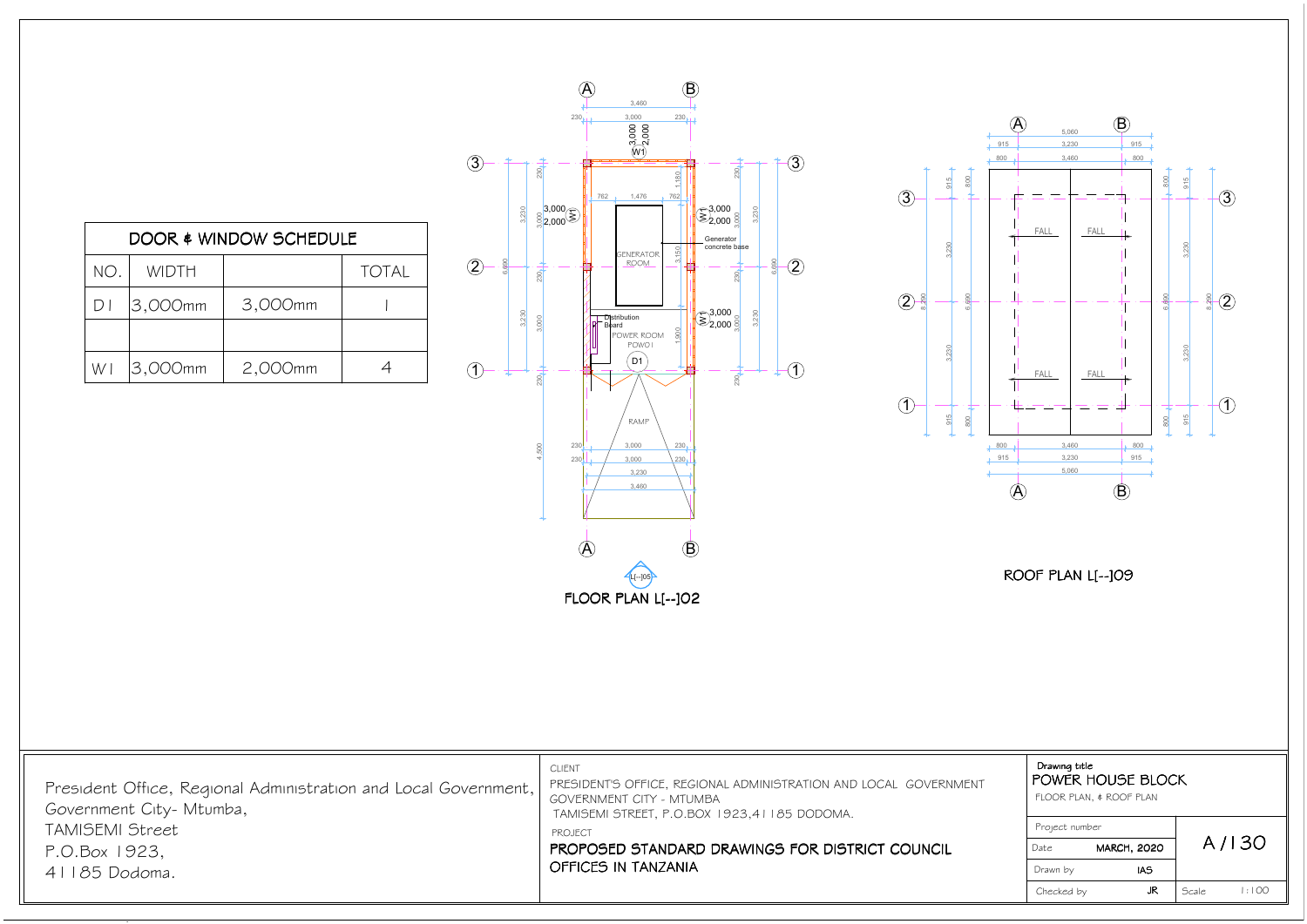## DOOR & WINDOW SCHEDULE

| NO. | WIDTH | | TOTAL |
|---|---|---|---|
| D1 | 3,000mm | 3,000mm | 1 |
| | | | |
| W1 | 3,000mm | 2,000mm | 4 |

GENERATOR ROOM

Generator concrete base

Distribution Board

POWER ROOM POW01

D1

RAMP

W1

FLOOR PLAN L[--]02

FALL

ROOF PLAN L[--]09

President Office, Regional Administration and Local Government,
Government City- Mtumba,
TAMISEMI Street
P.O.Box 1923,
41185 Dodoma.

CLIENT
PRESIDENT'S OFFICE, REGIONAL ADMINISTRATION AND LOCAL GOVERNMENT
GOVERNMENT CITY - MTUMBA
TAMISEMI STREET, P.O.BOX 1923,41185 DODOMA.

PROJECT
**PROPOSED STANDARD DRAWINGS FOR DISTRICT COUNCIL OFFICES IN TANZANIA**

Drawing title
POWER HOUSE BLOCK
FLOOR PLAN, & ROOF PLAN

| Project number | | A/130 |
|---|---|---|
| Date | MARCH, 2020 | |
| Drawn by | IAS | |
| Checked by | JR | Scale 1:100 |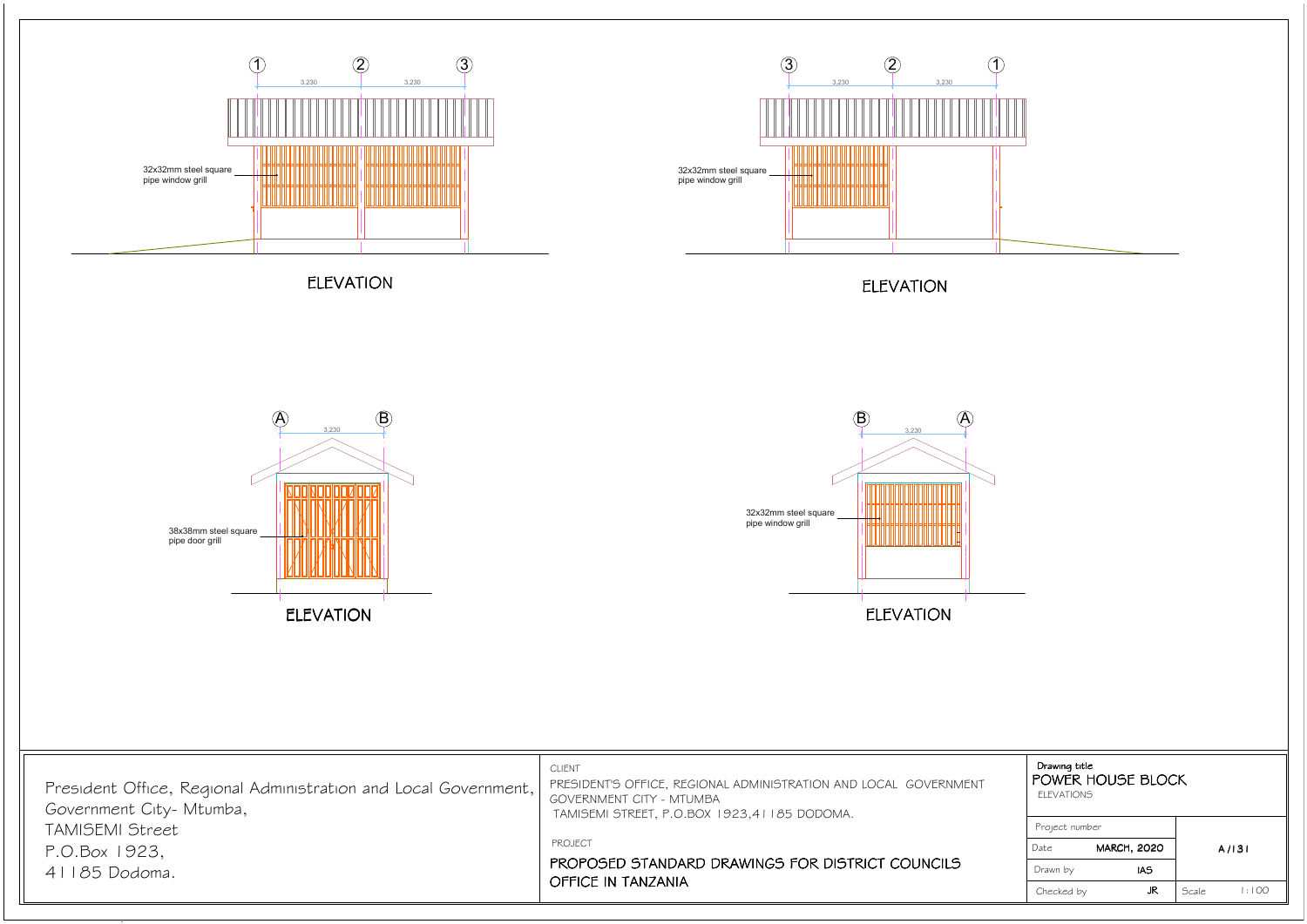① ② ③

3,230 3,230

32x32mm steel square pipe window grill

ELEVATION

③ ② ①

3,230 3,230

32x32mm steel square pipe window grill

ELEVATION

Ⓐ Ⓑ

3,230

38x38mm steel square pipe door grill

ELEVATION

Ⓑ Ⓐ

3,230

32x32mm steel square pipe window grill

ELEVATION

President Office, Regional Administration and Local Government,
Government City- Mtumba,
TAMISEMI Street
P.O.Box 1923,
41185 Dodoma.

CLIENT
PRESIDENT'S OFFICE, REGIONAL ADMINISTRATION AND LOCAL GOVERNMENT
GOVERNMENT CITY - MTUMBA
TAMISEMI STREET, P.O.BOX 1923,41185 DODOMA.

PROJECT
PROPOSED STANDARD DRAWINGS FOR DISTRICT COUNCILS OFFICE IN TANZANIA

Drawing title
POWER HOUSE BLOCK
ELEVATIONS

| Project number | | A/131 |
|---|---|---|
| Date | MARCH, 2020 | |
| Drawn by | IAS | |
| Checked by | JR | Scale 1:100 |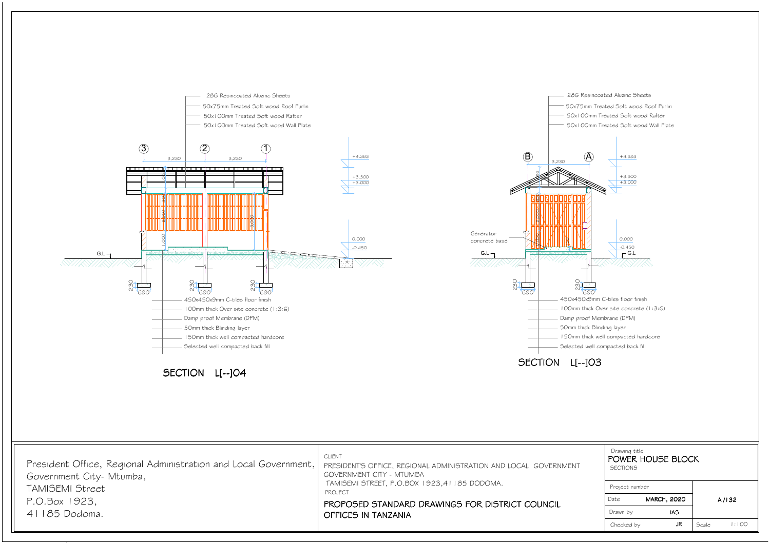## SECTION L[--]04

- 28G Resincoated Aluzinc Sheets
- 50x75mm Treated Soft wood Roof Purlin
- 50x100mm Treated Soft wood Rafter
- 50x100mm Treated Soft wood Wall Plate

3 — 3,230 — 2 — 3,230 — 1

+4.383
+3.300
+3.000
0.000
-0.450
G.L

230
690

- 450x450x9mm C-tiles floor finish
- 100mm thick Over site concrete (1:3:6)
- Damp proof Membrane (DPM)
- 50mm thick Blinding layer
- 150mm thick well compacted hardcore
- Selected well compacted back fill

## SECTION L[--]03

- 28G Resincoated Aluzinc Sheets
- 50x75mm Treated Soft wood Roof Purlin
- 50x100mm Treated Soft wood Rafter
- 50x100mm Treated Soft wood Wall Plate

B — 3,230 — A

+4.383
+3.300
+3.000
0.000
-0.450
G.L

Generator concrete base

230
690

- 450x450x9mm C-tiles floor finish
- 100mm thick Over site concrete (1:3:6)
- Damp proof Membrane (DPM)
- 50mm thick Blinding layer
- 150mm thick well compacted hardcore
- Selected well compacted back fill

| | | |
|---|---|---|
| President Office, Regional Administration and Local Government, Government City- Mtumba, TAMISEMI Street P.O.Box 1923, 41185 Dodoma. | CLIENT PRESIDENT'S OFFICE, REGIONAL ADMINISTRATION AND LOCAL GOVERNMENT GOVERNMENT CITY - MTUMBA TAMISEMI STREET, P.O.BOX 1923,41185 DODOMA. | Drawing title POWER HOUSE BLOCK SECTIONS |
| | PROJECT PROPOSED STANDARD DRAWINGS FOR DISTRICT COUNCIL OFFICES IN TANZANIA | Project number: A/132 |
| | | Date: MARCH, 2020 |
| | | Drawn by: IAS |
| | | Checked by: JR — Scale: 1:100 |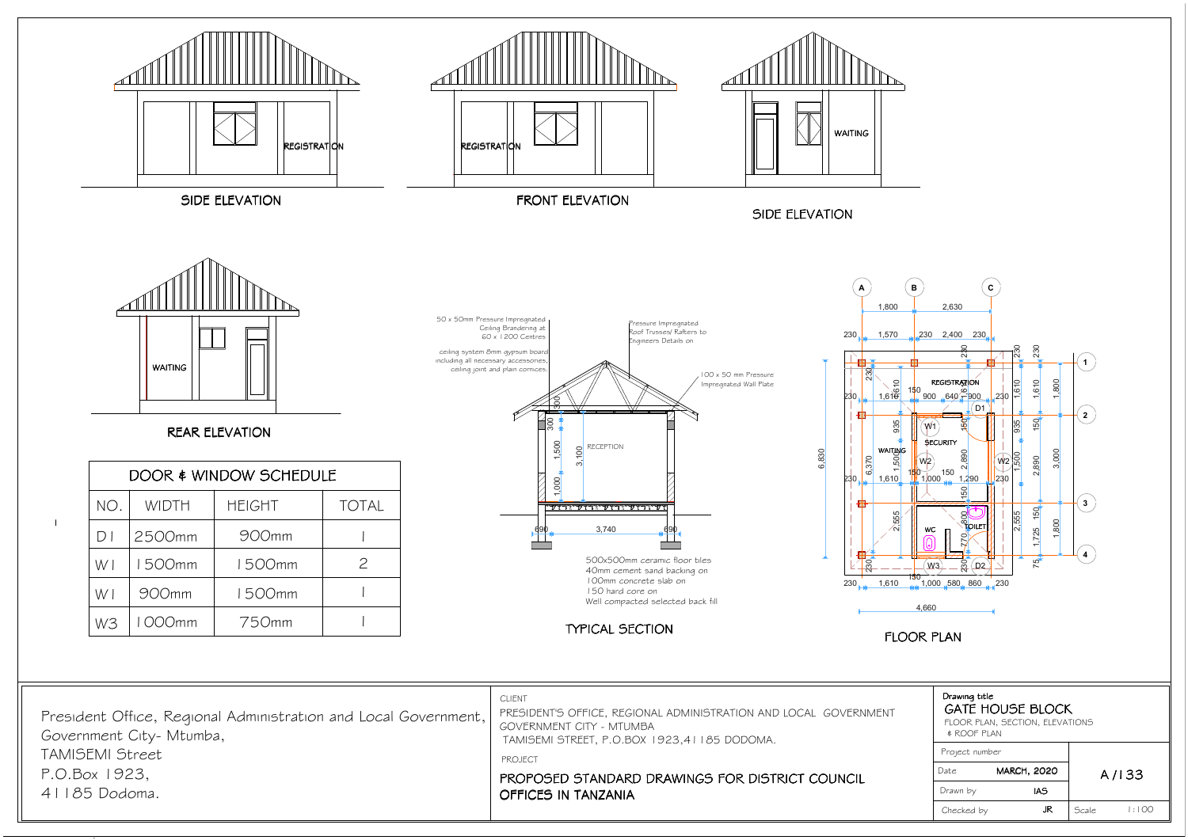SIDE ELEVATION

REGISTRATION

FRONT ELEVATION

REGISTRATION

SIDE ELEVATION

WAITING

REAR ELEVATION

WAITING

| DOOR & WINDOW SCHEDULE | | | |
|---|---|---|---|
| NO. | WIDTH | HEIGHT | TOTAL |
| D1 | 2500mm | 900mm | 1 |
| W1 | 1500mm | 1500mm | 2 |
| W1 | 900mm | 1500mm | 1 |
| W3 | 1000mm | 750mm | 1 |

TYPICAL SECTION

50 x 50mm Pressure Impregnated Ceiling Brandering at 60 x 1200 Centres

ceiling system 8mm gypsum board including all necessary accessories, ceiling joint and plain cornices.

Pressure Impregnated Roof Trusses/ Rafters to Engineers Details on

100 x 50 mm Pressure Impregnated Wall Plate

RECEPTION

500x500mm ceramic floor tiles
40mm cement sand backing on
100mm concrete slab on
150 hard core on
Well compacted selected back fill

FLOOR PLAN

REGISTRATION

SECURITY

WAITING

WC

TOILET

| President Office, Regional Administration and Local Government, Government City- Mtumba, TAMISEMI Street P.O.Box 1923, 41185 Dodoma. |
|---|

CLIENT
PRESIDENT'S OFFICE, REGIONAL ADMINISTRATION AND LOCAL GOVERNMENT
GOVERNMENT CITY - MTUMBA
TAMISEMI STREET, P.O.BOX 1923,41185 DODOMA.

PROJECT
PROPOSED STANDARD DRAWINGS FOR DISTRICT COUNCIL OFFICES IN TANZANIA

Drawing title
GATE HOUSE BLOCK
FLOOR PLAN, SECTION, ELEVATIONS & ROOF PLAN

| Project number | | A/133 |
|---|---|---|
| Date | MARCH, 2020 | |
| Drawn by | IAS | |
| Checked by | JR | Scale 1:100 |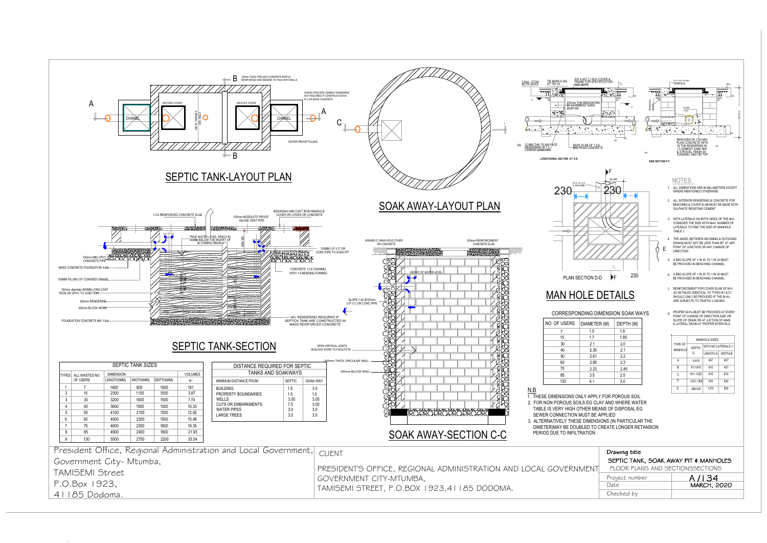## SEPTIC TANK-LAYOUT PLAN

## SOAK AWAY-LAYOUT PLAN

## SEPTIC TANK-SECTION

## SOAK AWAY-SECTION C-C

## MAN HOLE DETAILS

PLAN SECTION D-D

LONGITUDINAL SECTION AT E-E

SIDE SECTION F-F

### SEPTIC TANK SIZES

| TYPES | ALL WASTES NO OF USERS | DIMENSION LENGTH(MM) | WIDTH(MM) | DEPTH(MM) | VOLUMES M³ |
|---|---|---|---|---|---|
| 1 | 7 | 1600 | 800 | 1500 | 181 |
| 2 | 15 | 2300 | 1100 | 1500 | 3.87 |
| 3 | 30 | 3200 | 1600 | 1500 | 7.74 |
| 4 | 40 | 3600 | 1900 | 1500 | 10.33 |
| 5 | 50 | 4100 | 2100 | 1500 | 12.92 |
| 6 | 60 | 4500 | 2300 | 1500 | 15.48 |
| 7 | 75 | 4600 | 2300 | 1800 | 19.35 |
| 8 | 85 | 4900 | 2400 | 1800 | 21.93 |
| 9 | 130 | 5500 | 2750 | 2200 | 33.54 |

### DISTANCE REQUIRED FOR SEPTIC TANKS AND SOAKWAYS

| MINIMUM DISTANCE FROM | SEPTIC | SOAK WAY |
|---|---|---|
| BUILDING | 1.5 | 3.5 |
| PROPERTY BOUNDARIES | 1.5 | 1.5 |
| WELLS | 3.00 | 3.00 |
| CUTS OR EMBARKMENTS | 7.5 | 3.00 |
| WATER PIPES | 3.0 | 3.0 |
| LARGE TREES | 3.0 | 3.0 |

### CORRESPONDING DIMENSION SOAK WAYS

| NO. OF USERS | DIAMETER (M) | DEPTH (M) |
|---|---|---|
| 7 | 1.5 | 1.8 |
| 15 | 1.7 | 1.85 |
| 30 | 2.1 | 2.0 |
| 40 | 2.35 | 2.1 |
| 50 | 2.61 | 2.2 |
| 60 | 2.85 | 2.3 |
| 75 | 2.23 | 2.45 |
| 85 | 3.5 | 2.5 |
| 130 | 4.1 | 3.0 |

N.B

1. THESE DIMENSIONS ONLY APPLY FOR POROUS SOIL
2. FOR NON POROUS SOILS EG CLAY AND WHERE WATER TABLE IS VERY HIGH OTHER MEANS OF DISPOSAL EG SEWER CONNECTION MUST BE APPLIED
3. ALTERNATIVELY THESE DIMENSIONS (IN PARTICULAR THE DIMETER)MAY BE DOUBLED TO CREATE LONGER RETANSION PERIOD DUE TO INFILTRATION

### NOTES

1. ALL DIMENTIONS ARE IN MILLIMETERS EXCEPT WHERE MENTIONED OTHERWISE
2. ALL INTERIOR RENDERING & CONCRETE FOR BENCHING & COVER SLAB MUST BE MADE WITH SULPHATE RESISTING CEMENT
3. WITH LATERALS ON BOTH SIDES OF THE M.H. CONSIDER THE SIDE WITH MAX. NUMBER OF LATERALS TO FIND THE SIZE OF MANHOLE TABLE 1.
4. THE ANGEL BETWEEN INCOMING & OUTGOING DRAINS MUST NOT BE LESS THAN 90° AT ANY POINT OF JUNCTION OR ANY CHANGE OF DIRECTION.
5. A BED SLOPE OF 1 IN 20 TO 1 IN 30 MUST BE PROVIDED IN BENCHING CHANNEL
6. A BED SLOPE OF 1 IN 20 TO 1 IN 30 MUST BE PROVIDED IN BENCHING CHANNEL
7. REINFORCEMENT FOR COVER SLAB OF M.H AS DETAILED IDENTICAL TO TYPES B1 & C1 SHOULD ONLY BE PROVIDED IF THE M.H's ARE SUBJECTD TO TRAFFIC LOADING
8. PROPER M.H's MUST BE PROVIDED AT EVERY POINT OF CHANGE OF DIRECTION SIZE OR SLOPE OF DRAIN OR AT JUCTION OF MAIN & LATERAL DRAIN AT PROPER INTERVALS.

### MANHOLE SIZES

| TYPE OF MANHOLE | DEPTH D | WITH NO LATERALS -1 LENGTH-A | WIDTH-B |
|---|---|---|---|
| A | 0-610 | 457 | 457 |
| B | 611-910 | 610 | 457 |
| C | 911-1220 | 610 | 610 |
| D | 1221-1830 | 910 | 830 |
| E | ABOVE | 1370 | 830 |

President Office, Regional Administration and Local Government,
Government City- Mtumba,
TAMISEMI Street
P.O.Box 1923,
41185 Dodoma.

CLIENT

PRESIDENT'S OFFICE, REGIONAL ADMINISTRATION AND LOCAL GOVERNMENT
GOVERNMENT CITY-MTUMBA,
TAMISEMI STREET, P.O.BOX 1923,41185 DODOMA.

| | |
|---|---|
| Drawing title | SEPTIC TANK, SOAK AWAY PIT & MANHOLES FLOOR PLANS AND SECTIONSSECTIONS |
| Project number | A/134 |
| Date | MARCH, 2020 |
| Checked by | |